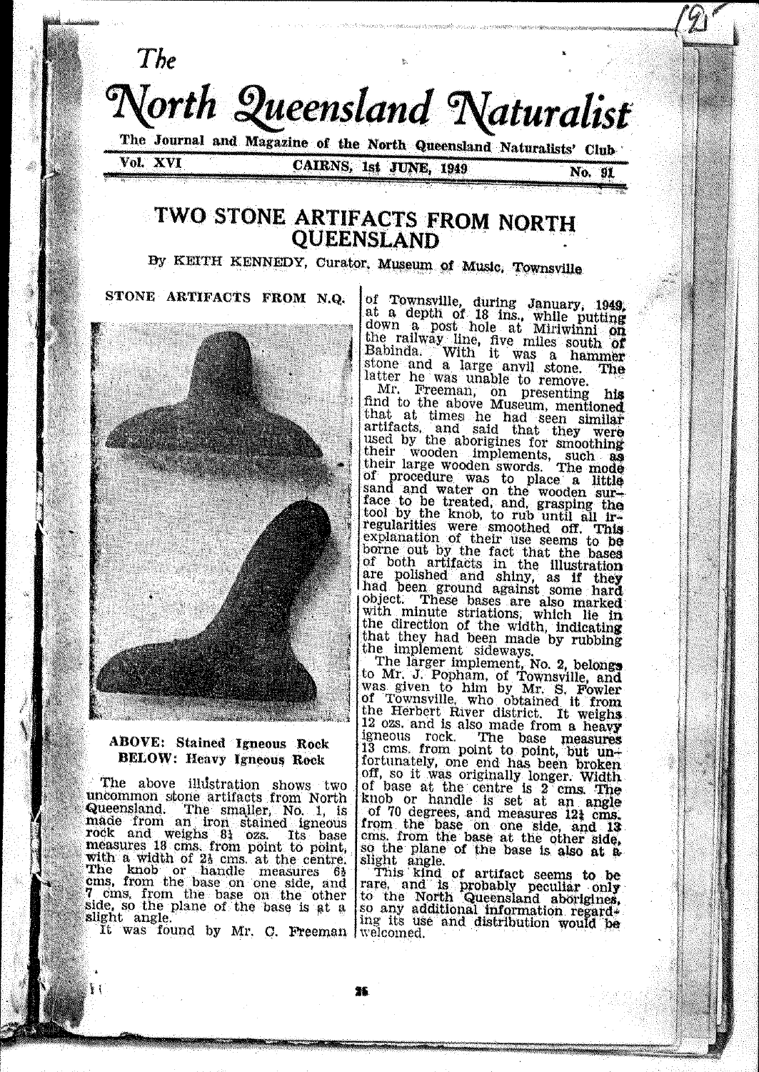# The North Queensland Naturalist

**The Journal and Magazine of the North Queensland Naturalists' Club**

Vol. XVI — CAIRNS, 1st JUNE, 1949 — No. 91

## TWO STONE ARTIFACTS FROM NORTH QUEENSLAND

By KEITH KENNEDY, Curator, Museum of Music, Townsville

**STONE ARTIFACTS FROM N.Q.**

**ABOVE: Stained Igneous Rock**
**BELOW: Heavy Igneous Rock**

The above illustration shows two uncommon stone artifacts from North Queensland. The smaller, No. 1, is made from an iron stained igneous rock and weighs 8½ ozs. Its base measures 18 cms. from point to point, with a width of 2½ cms. at the centre. The knob or handle measures 6½ cms. from the base on one side, and 7 cms. from the base on the other side, so the plane of the base is at a slight angle.

It was found by Mr. C. Freeman of Townsville, during January, 1949, at a depth of 18 ins., while putting down a post hole at Miriwinni on the railway line, five miles south of Babinda. With it was a hammer stone and a large anvil stone. The latter he was unable to remove.

Mr. Freeman, on presenting his find to the above Museum, mentioned that at times he had seen similar artifacts, and said that they were used by the aborigines for smoothing their wooden implements, such as their large wooden swords. The mode of procedure was to place a little sand and water on the wooden surface to be treated, and, grasping the tool by the knob, to rub until all irregularities were smoothed off. This explanation of their use seems to be borne out by the fact that the bases of both artifacts in the illustration are polished and shiny, as if they had been ground against some hard object. These bases are also marked with minute striations, which lie in the direction of the width, indicating that they had been made by rubbing the implement sideways.

The larger implement, No. 2, belongs to Mr. J. Popham, of Townsville, and was given to him by Mr. S. Fowler of Townsville, who obtained it from the Herbert River district. It weighs 12 ozs. and is also made from a heavy igneous rock. The base measures 13 cms. from point to point, but unfortunately, one end has been broken off, so it was originally longer. Width of base at the centre is 2 cms. The knob or handle is set at an angle of 70 degrees, and measures 12½ cms. from the base on one side, and 13 cms. from the base at the other side, so the plane of the base is also at a slight angle.

This kind of artifact seems to be rare, and is probably peculiar only to the North Queensland aborigines, so any additional information regarding its use and distribution would be welcomed.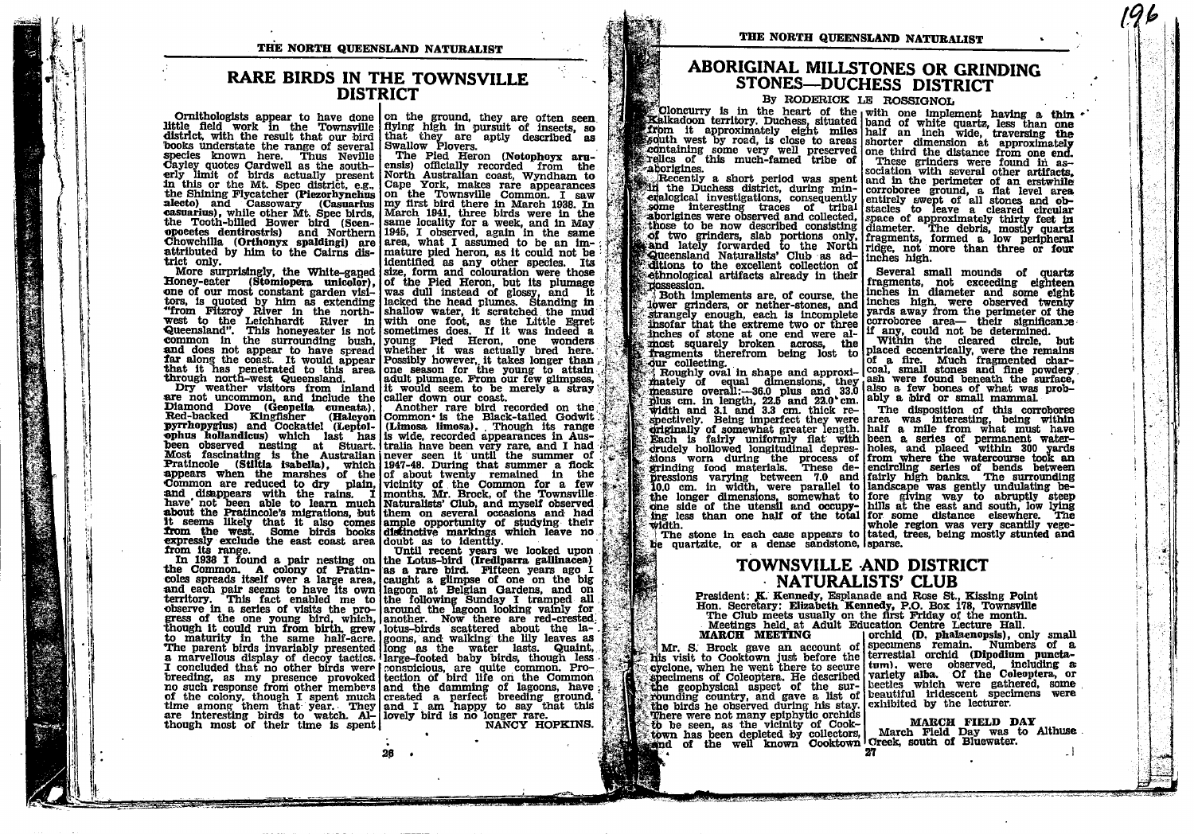# RARE BIRDS IN THE TOWNSVILLE DISTRICT

Ornithologists appear to have done little field work in the Townsville district, with the result that our bird books understate the range of several species known here. Thus Neville Cayley quotes Cardwell as the southerly limit of birds actually present in this or the Mt. Spec district, e.g., the Shining Flycatcher (**Piezorhynchus alecto**) and Cassowary (**Casuarius casuarius**), while other Mt. Spec birds, the Tooth-billed Bower bird (**Scenopoeetes dentirostris**) and Northern Chowchilla (**Orthonyx spaldingi**) are attributed by him to the Cairns district only.

More surprisingly, the White-gaped Honey-eater (**Stomiopera unicolor**), one of our most constant garden visitors, is quoted by him as extending "from Fitzroy River in the northwest to the Leichhardt River in Queensland". This honeyeater is not common in the surrounding bush, and does not appear to have spread far along the coast. It would appear that it has penetrated to this area through north-west Queensland.

Dry weather visitors from inland are not uncommon, and include the Diamond Dove (**Geopelia cuneata**), Red-backed Kingfisher (**Halcyon pyrrhopygius**) and Cockatiel (**Leptolophus hollandicus**) which last has been observed nesting at Stuart. Most fascinating is the Australian Pratincole (**Stiltia isabella**), which appears when the marshes of the Common are reduced to dry plain, and disappears with the rains. I have not been able to learn much about the Pratincole's migrations, but it seems likely that it also comes from the west. Some birds books expressly exclude the east coast area from its range.

In 1938 I found a pair nesting on the Common. A colony of Pratincoles spreads itself over a large area, and each pair seems to have its own territory. This fact enabled me to observe in a series of visits the progress of the one young bird, which, though it could run from birth, grew to maturity in the same half-acre. The parent birds invariably presented a marvellous display of decoy tactics. I concluded that no other birds were breeding, as my presence provoked no such response from other members of the colony, though I spent much time among them that year. They are interesting birds to watch. Although most of their time is spent on the ground, they are often seen flying high in pursuit of insects, so that they are aptly described as Swallow Plovers.

The Pied Heron (**Notophoyx aruensis**) officially recorded from the North Australian coast, Wyndham to Cape York, makes rare appearances on the Townsville Common. I saw my first bird there in March 1938. In March 1941, three birds were in the same locality for a week, and in May 1945, I observed, again in the same area, what I assumed to be an immature pied heron, as it could not be identified as any other species. Its size, form and colouration were those of the Pied Heron, but its plumage was dull instead of glossy, and it lacked the head plumes. Standing in shallow water, it scratched the mud with one foot, as the Little Egret sometimes does. If it was indeed a young Pied Heron, one wonders whether it was actually bred here. Possibly however, it takes longer than one season for the young to attain adult plumage. From our few glimpses, it would seem to be merely a stray caller down our coast.

Another rare bird recorded on the Common is the Black-tailed Godwit (**Limosa limosa**). Though its range is wide, recorded appearances in Australia have been very rare, and I had never seen it until the summer of 1947-48. During that summer a flock of about twenty remained in the vicinity of the Common for a few months. Mr. Brock, of the Townsville Naturalists' Club, and myself observed them on several occasions and had ample opportunity of studying their distinctive markings which leave no doubt as to identity.

Until recent years we looked upon the Lotus-bird (**Irediparra gallinacea**) as a rare bird. Fifteen years ago I caught a glimpse of one on the big lagoon at Belgian Gardens, and on the following Sunday I tramped all around the lagoon looking vainly for another. Now there are red-crested lotus-birds scattered about the lagoons, and walking the lily leaves as long as the water lasts. Quaint, large-footed baby birds, though less conspicuous, are quite common. Protection of bird life on the Common and the damming of lagoons, have created a perfect breeding ground, and I am happy to say that this lovely bird is no longer rare.

NANCY HOPKINS.

# ABORIGINAL MILLSTONES OR GRINDING STONES—DUCHESS DISTRICT

By RODERICK LE ROSSIGNOL

Cloncurry is in the heart of the Kalkadoon territory. Duchess, situated from it approximately eight miles south west by road, is close to areas containing some very well preserved relics of this much-famed tribe of aborigines.

Recently a short period was spent in the Duchess district, during mineralogical investigations, consequently some interesting traces of tribal aborigines were observed and collected, those to be now described consisting of two grinders, slab portions only, and lately forwarded to the North Queensland Naturalists' Club as additions to the excellent collection of ethnological artifacts already in their possession.

Both implements are, of course, the lower grinders, or nether-stones, and strangely enough, each is incomplete insofar that the extreme two or three inches of stone at one end were almost squarely broken across, the fragments therefrom being lost to our collecting.

Roughly oval in shape and approximately of equal dimensions, they measure overall:—36.0 plus and 33.0 plus cm. in length, 22.5 and 22.0 cm. width and 3.1 and 3.3 cm. thick respectively. Being imperfect they were originally of somewhat greater length. Each is fairly uniformly flat with crudely hollowed longitudinal depressions worn during the process of grinding food materials. These depressions varying between 7.0 and 10.0 cm. in width, were parallel to the longer dimensions, somewhat to one side of the utensil and occupying less than one half of the total width.

The stone in each case appears to be quartzite, or a dense sandstone, with one implement having a thin band of white quartz, less than one half an inch wide, traversing the shorter dimension at approximately one third the distance from one end.

These grinders were found in association with several other artifacts, and in the perimeter of an erstwhile corroboree ground, a flat level area entirely swept of all stones and obstacles to leave a cleared circular space of approximately thirty feet in diameter. The debris, mostly quartz fragments, formed a low peripheral ridge, not more than three or four inches high.

Several small mounds of quartz fragments, not exceeding eighteen inches in diameter and some eight inches high, were observed twenty yards away from the perimeter of the corroboree area— their significance if any, could not be determined.

Within the cleared circle, but placed eccentrically, were the remains of a fire. Much fragmented charcoal, small stones and fine powdery ash were found beneath the surface, also a few bones of what was probably a bird or small mammal.

The disposition of this corroboree area was interesting, being within half a mile from what must have been a series of permanent waterholes, and placed within 300 yards from where the watercourse took an encircling series of bends between fairly high banks. The surrounding landscape was gently undulating before giving way to abruptly steep hills at the east and south, low lying for some distance elsewhere. The whole region was very scantily vegetated, trees, being mostly stunted and sparse.

# TOWNSVILLE AND DISTRICT NATURALISTS' CLUB

President: **K. Kennedy**, Esplanade and Rose St., Kissing Point
Hon. Secretary: **Elizabeth Kennedy**, P.O. Box 178, Townsville
The Club meets usually on the first Friday of the month.
Meetings held at Adult Education Centre Lecture Hall.

### MARCH MEETING

Mr. S. Brock gave an account of his visit to Cooktown just before the cyclone, when he went there to secure specimens of Coleoptera. He described the geophysical aspect of the surrounding country, and gave a list of the birds he observed during his stay. There were not many epiphytic orchids to be seen, as the vicinity of Cooktown has been depleted by collectors, and of the well known Cooktown orchid (**D. phalaenopsis**), only small specimens remain. Numbers of a terrestrial orchid (**Dipodium punctatum**), were observed, including a variety **alba**. Of the Coleoptera, or beetles which were gathered, some beautiful iridescent specimens were exhibited by the lecturer.

### MARCH FIELD DAY

March Field Day was to Althuse Creek, south of Bluewater.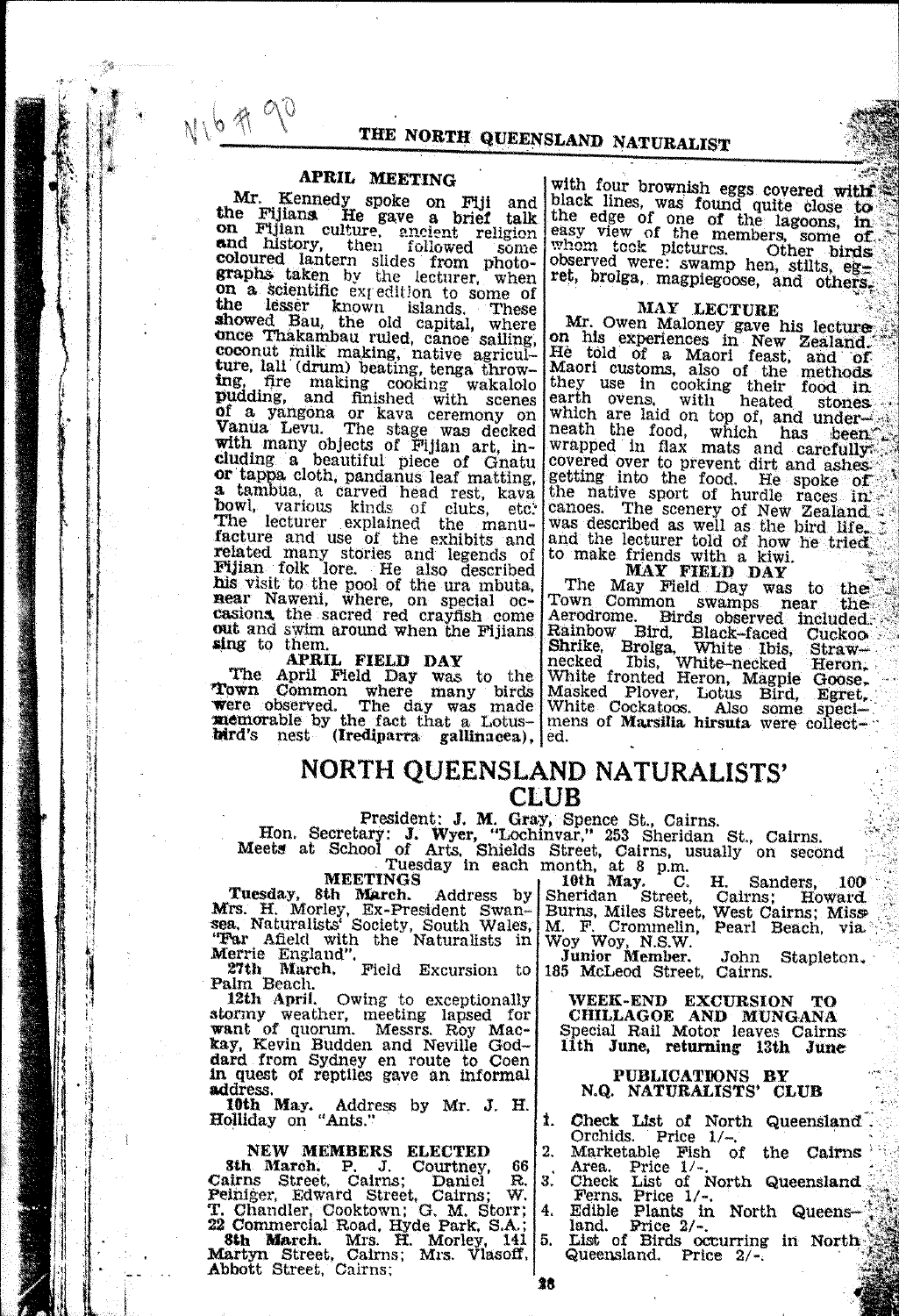## APRIL MEETING

Mr. Kennedy spoke on Fiji and the Fijians. He gave a brief talk on Fijian culture, ancient religion and history, then followed some coloured lantern slides from photographs taken by the lecturer, when on a scientific expedition to some of the lesser known islands. These showed Bau, the old capital, where once Thakambau ruled, canoe sailing, coconut milk making, native agriculture, lali (drum) beating, tenga throwing, fire making cooking wakalolo pudding, and finished with scenes of a yangona or kava ceremony on Vanua Levu. The stage was decked with many objects of Fijian art, including a beautiful piece of Gnatu or tappa cloth, pandanus leaf matting, a tambua, a carved head rest, kava bowl, various kinds of clubs, etc. The lecturer explained the manufacture and use of the exhibits and related many stories and legends of Fijian folk lore. He also described his visit to the pool of the ura mbuta, near Naweni, where, on special occasions, the sacred red crayfish come out and swim around when the Fijians sing to them.

## APRIL FIELD DAY

The April Field Day was to the Town Common where many birds were observed. The day was made memorable by the fact that a Lotus-bird's nest (**Irediparra gallinacea**), with four brownish eggs covered with black lines, was found quite close to the edge of one of the lagoons, in easy view of the members, some of whom took pictures. Other birds observed were: swamp hen, stilts, egret, brolga, magpiegoose, and others.

## MAY LECTURE

Mr. Owen Maloney gave his lecture on his experiences in New Zealand. He told of a Maori feast, and of Maori customs, also of the methods they use in cooking their food in earth ovens, with heated stones which are laid on top of, and underneath the food, which has been wrapped in flax mats and carefully covered over to prevent dirt and ashes getting into the food. He spoke of the native sport of hurdle races in canoes. The scenery of New Zealand was described as well as the bird life, and the lecturer told of how he tried to make friends with a kiwi.

## MAY FIELD DAY

The May Field Day was to the Town Common swamps near the Aerodrome. Birds observed included: Rainbow Bird, Black-faced Cuckoo Shrike, Brolga, White Ibis, Straw-necked Ibis, White-necked Heron, White fronted Heron, Magpie Goose, Masked Plover, Lotus Bird, Egret, White Cockatoos. Also some specimens of **Marsilia hirsuta** were collected.

# NORTH QUEENSLAND NATURALISTS' CLUB

President: **J. M. Gray**, Spence St., Cairns.
Hon. Secretary: **J. Wyer**, "Lochinvar," 253 Sheridan St., Cairns.
Meets at School of Arts, Shields Street, Cairns, usually on second Tuesday in each month, at 8 p.m.

## MEETINGS

**Tuesday, 8th March.** Address by Mrs. H. Morley, Ex-President Swansea, Naturalists' Society, South Wales, "Far Afield with the Naturalists in Merrie England".

**27th March.** Field Excursion to Palm Beach.

**12th April.** Owing to exceptionally stormy weather, meeting lapsed for want of quorum. Messrs. Roy Mackay, Kevin Budden and Neville Goddard from Sydney en route to Coen in quest of reptiles gave an informal address.

**10th May.** Address by Mr. J. H. Holliday on "Ants."

## NEW MEMBERS ELECTED

**8th March.** P. J. Courtney, 66 Cairns Street, Cairns; Daniel R. Peiniger, Edward Street, Cairns; W. T. Chandler, Cooktown; G. M. Storr; 22 Commercial Road, Hyde Park, S.A.;

**8th March.** Mrs. H. Morley, 141 Martyn Street, Cairns; Mrs. Vlasoff, Abbott Street, Cairns;

**10th May.** C. H. Sanders, 100 Sheridan Street, Cairns; Howard Burns, Miles Street, West Cairns; Miss M. F. Crommelin, Pearl Beach, via Woy Woy, N.S.W.

**Junior Member.** John Stapleton, 185 McLeod Street, Cairns.

## WEEK-END EXCURSION TO CHILLAGOE AND MUNGANA

Special Rail Motor leaves Cairns **11th June, returning 13th June**

## PUBLICATIONS BY N.Q. NATURALISTS' CLUB

1. **Check List of North Queensland** Orchids. Price 1/-.
2. Marketable Fish of the Cairns Area. Price 1/-.
3. Check List of North Queensland Ferns. Price 1/-.
4. Edible Plants in North Queensland. Price 2/-.
5. List of Birds occurring in North Queensland. Price 2/-.